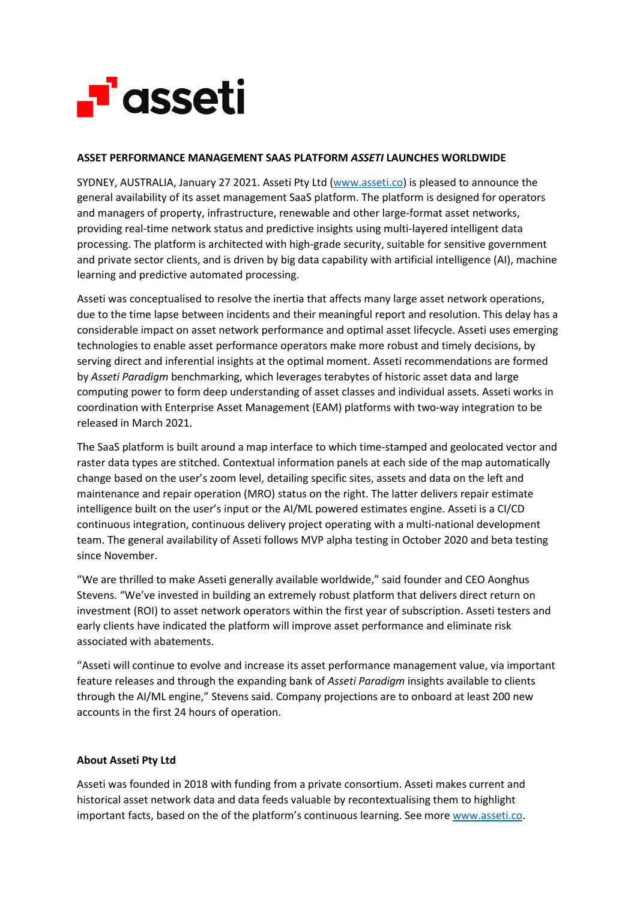**asseti**

**ASSET PERFORMANCE MANAGEMENT SAAS PLATFORM *ASSETI* LAUNCHES WORLDWIDE**

SYDNEY, AUSTRALIA, January 27 2021. Asseti Pty Ltd ([www.asseti.co](http://www.asseti.co)) is pleased to announce the general availability of its asset management SaaS platform. The platform is designed for operators and managers of property, infrastructure, renewable and other large-format asset networks, providing real-time network status and predictive insights using multi-layered intelligent data processing. The platform is architected with high-grade security, suitable for sensitive government and private sector clients, and is driven by big data capability with artificial intelligence (AI), machine learning and predictive automated processing.

Asseti was conceptualised to resolve the inertia that affects many large asset network operations, due to the time lapse between incidents and their meaningful report and resolution. This delay has a considerable impact on asset network performance and optimal asset lifecycle. Asseti uses emerging technologies to enable asset performance operators make more robust and timely decisions, by serving direct and inferential insights at the optimal moment. Asseti recommendations are formed by *Asseti Paradigm* benchmarking, which leverages terabytes of historic asset data and large computing power to form deep understanding of asset classes and individual assets. Asseti works in coordination with Enterprise Asset Management (EAM) platforms with two-way integration to be released in March 2021.

The SaaS platform is built around a map interface to which time-stamped and geolocated vector and raster data types are stitched. Contextual information panels at each side of the map automatically change based on the user's zoom level, detailing specific sites, assets and data on the left and maintenance and repair operation (MRO) status on the right. The latter delivers repair estimate intelligence built on the user's input or the AI/ML powered estimates engine. Asseti is a CI/CD continuous integration, continuous delivery project operating with a multi-national development team. The general availability of Asseti follows MVP alpha testing in October 2020 and beta testing since November.

"We are thrilled to make Asseti generally available worldwide," said founder and CEO Aonghus Stevens. "We've invested in building an extremely robust platform that delivers direct return on investment (ROI) to asset network operators within the first year of subscription. Asseti testers and early clients have indicated the platform will improve asset performance and eliminate risk associated with abatements.

"Asseti will continue to evolve and increase its asset performance management value, via important feature releases and through the expanding bank of *Asseti Paradigm* insights available to clients through the AI/ML engine," Stevens said. Company projections are to onboard at least 200 new accounts in the first 24 hours of operation.

**About Asseti Pty Ltd**

Asseti was founded in 2018 with funding from a private consortium. Asseti makes current and historical asset network data and data feeds valuable by recontextualising them to highlight important facts, based on the of the platform's continuous learning. See more [www.asseti.co](http://www.asseti.co).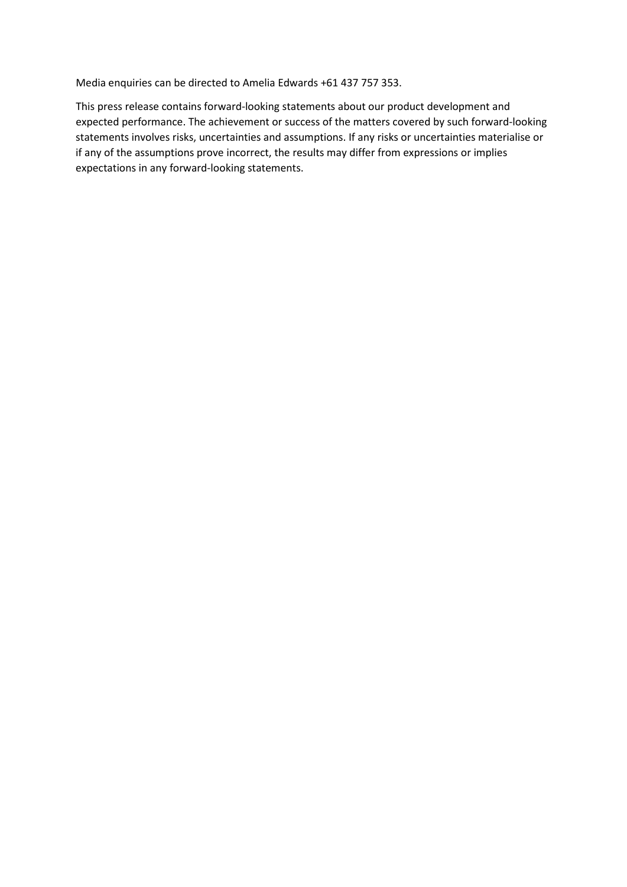Media enquiries can be directed to Amelia Edwards +61 437 757 353.

This press release contains forward-looking statements about our product development and expected performance. The achievement or success of the matters covered by such forward-looking statements involves risks, uncertainties and assumptions. If any risks or uncertainties materialise or if any of the assumptions prove incorrect, the results may differ from expressions or implies expectations in any forward-looking statements.